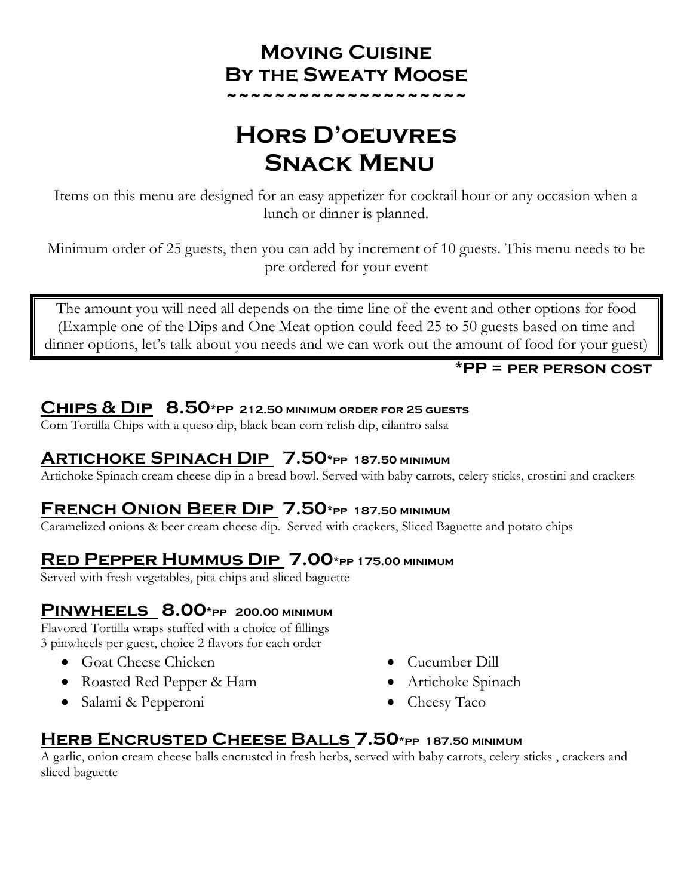# Moving Cuisine
# By the Sweaty Moose

~~~~~~~~~~~~~~~~~~~~~

# Hors D'oeuvres
# Snack Menu

Items on this menu are designed for an easy appetizer for cocktail hour or any occasion when a lunch or dinner is planned.

Minimum order of 25 guests, then you can add by increment of 10 guests. This menu needs to be pre ordered for your event

> The amount you will need all depends on the time line of the event and other options for food (Example one of the Dips and One Meat option could feed 25 to 50 guests based on time and dinner options, let's talk about you needs and we can work out the amount of food for your guest)

**\*PP = per person cost**

## Chips & Dip 8.50*pp 212.50 minimum order for 25 guests

Corn Tortilla Chips with a queso dip, black bean corn relish dip, cilantro salsa

## Artichoke Spinach Dip 7.50*pp 187.50 minimum

Artichoke Spinach cream cheese dip in a bread bowl. Served with baby carrots, celery sticks, crostini and crackers

## French Onion Beer Dip 7.50*pp 187.50 minimum

Caramelized onions & beer cream cheese dip. Served with crackers, Sliced Baguette and potato chips

## Red Pepper Hummus Dip 7.00*pp 175.00 minimum

Served with fresh vegetables, pita chips and sliced baguette

## Pinwheels 8.00*pp 200.00 minimum

Flavored Tortilla wraps stuffed with a choice of fillings
3 pinwheels per guest, choice 2 flavors for each order

- Goat Cheese Chicken
- Roasted Red Pepper & Ham
- Salami & Pepperoni
- Cucumber Dill
- Artichoke Spinach
- Cheesy Taco

## Herb Encrusted Cheese Balls 7.50*pp 187.50 minimum

A garlic, onion cream cheese balls encrusted in fresh herbs, served with baby carrots, celery sticks , crackers and sliced baguette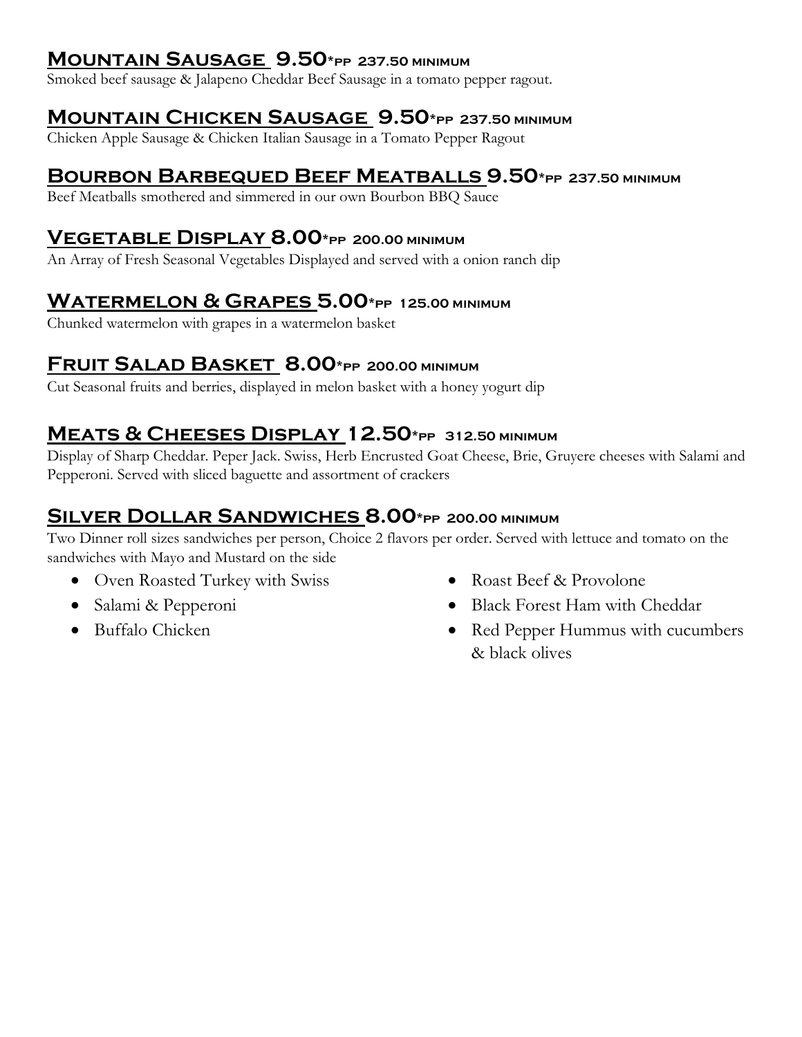## Mountain Sausage 9.50*pp 237.50 minimum

Smoked beef sausage & Jalapeno Cheddar Beef Sausage in a tomato pepper ragout.

## Mountain Chicken Sausage 9.50*pp 237.50 minimum

Chicken Apple Sausage & Chicken Italian Sausage in a Tomato Pepper Ragout

## Bourbon Barbequed Beef Meatballs 9.50*pp 237.50 minimum

Beef Meatballs smothered and simmered in our own Bourbon BBQ Sauce

## Vegetable Display 8.00*pp 200.00 minimum

An Array of Fresh Seasonal Vegetables Displayed and served with a onion ranch dip

## Watermelon & Grapes 5.00*pp 125.00 minimum

Chunked watermelon with grapes in a watermelon basket

## Fruit Salad Basket 8.00*pp 200.00 minimum

Cut Seasonal fruits and berries, displayed in melon basket with a honey yogurt dip

## Meats & Cheeses Display 12.50*pp 312.50 minimum

Display of Sharp Cheddar. Peper Jack. Swiss, Herb Encrusted Goat Cheese, Brie, Gruyere cheeses with Salami and Pepperoni. Served with sliced baguette and assortment of crackers

## Silver Dollar Sandwiches 8.00*pp 200.00 minimum

Two Dinner roll sizes sandwiches per person, Choice 2 flavors per order. Served with lettuce and tomato on the sandwiches with Mayo and Mustard on the side

- Oven Roasted Turkey with Swiss
- Salami & Pepperoni
- Buffalo Chicken
- Roast Beef & Provolone
- Black Forest Ham with Cheddar
- Red Pepper Hummus with cucumbers & black olives